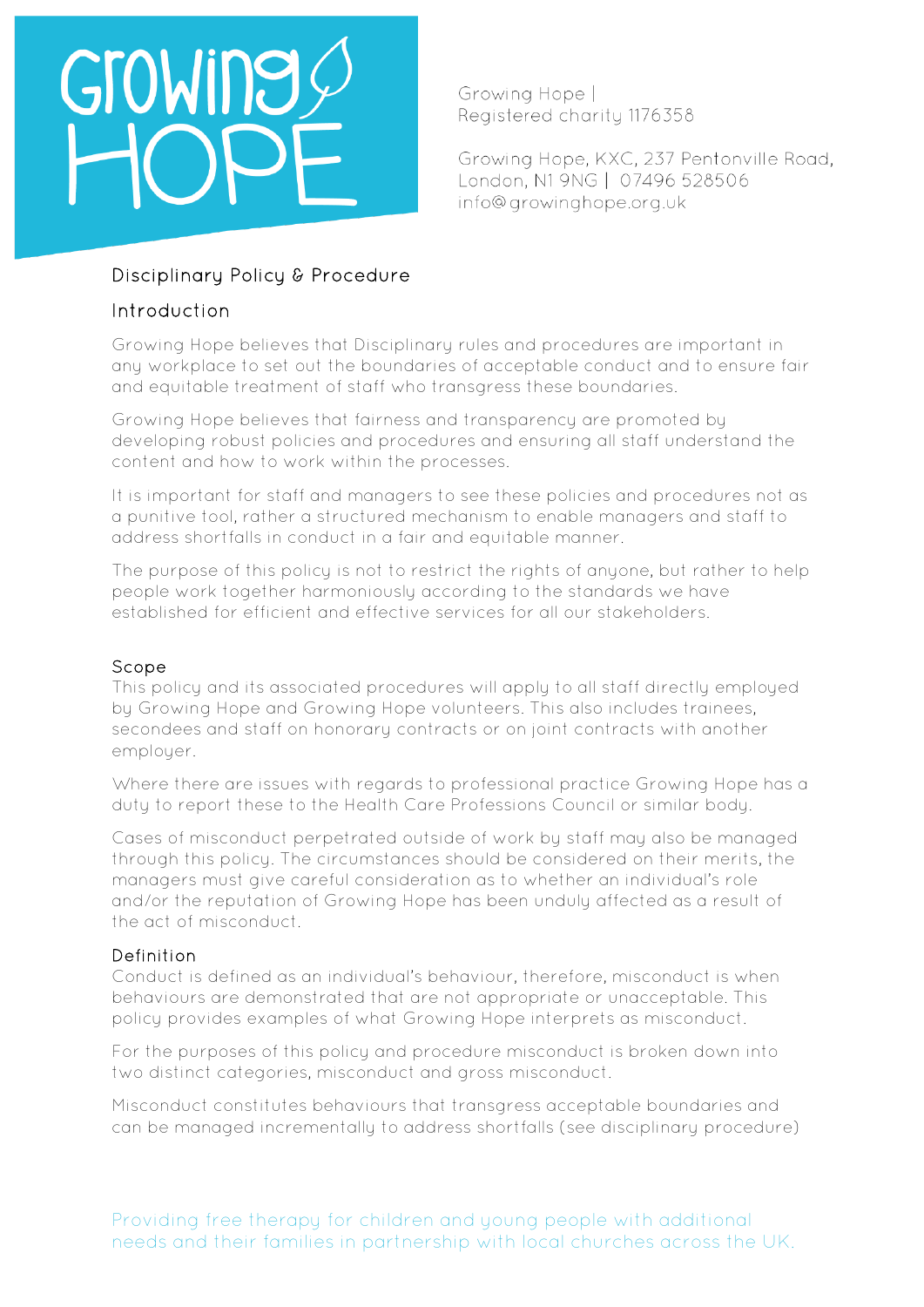Growing Hope |
Registered charity 1176358

Growing Hope, KXC, 237 Pentonville Road, London, N1 9NG | 07496 528506
info@growinghope.org.uk

# Disciplinary Policy & Procedure

## Introduction

Growing Hope believes that Disciplinary rules and procedures are important in any workplace to set out the boundaries of acceptable conduct and to ensure fair and equitable treatment of staff who transgress these boundaries.

Growing Hope believes that fairness and transparency are promoted by developing robust policies and procedures and ensuring all staff understand the content and how to work within the processes.

It is important for staff and managers to see these policies and procedures not as a punitive tool, rather a structured mechanism to enable managers and staff to address shortfalls in conduct in a fair and equitable manner.

The purpose of this policy is not to restrict the rights of anyone, but rather to help people work together harmoniously according to the standards we have established for efficient and effective services for all our stakeholders.

## Scope

This policy and its associated procedures will apply to all staff directly employed by Growing Hope and Growing Hope volunteers. This also includes trainees, secondees and staff on honorary contracts or on joint contracts with another employer.

Where there are issues with regards to professional practice Growing Hope has a duty to report these to the Health Care Professions Council or similar body.

Cases of misconduct perpetrated outside of work by staff may also be managed through this policy. The circumstances should be considered on their merits, the managers must give careful consideration as to whether an individual's role and/or the reputation of Growing Hope has been unduly affected as a result of the act of misconduct.

## Definition

Conduct is defined as an individual's behaviour, therefore, misconduct is when behaviours are demonstrated that are not appropriate or unacceptable. This policy provides examples of what Growing Hope interprets as misconduct.

For the purposes of this policy and procedure misconduct is broken down into two distinct categories, misconduct and gross misconduct.

Misconduct constitutes behaviours that transgress acceptable boundaries and can be managed incrementally to address shortfalls (see disciplinary procedure)

Providing free therapy for children and young people with additional needs and their families in partnership with local churches across the UK.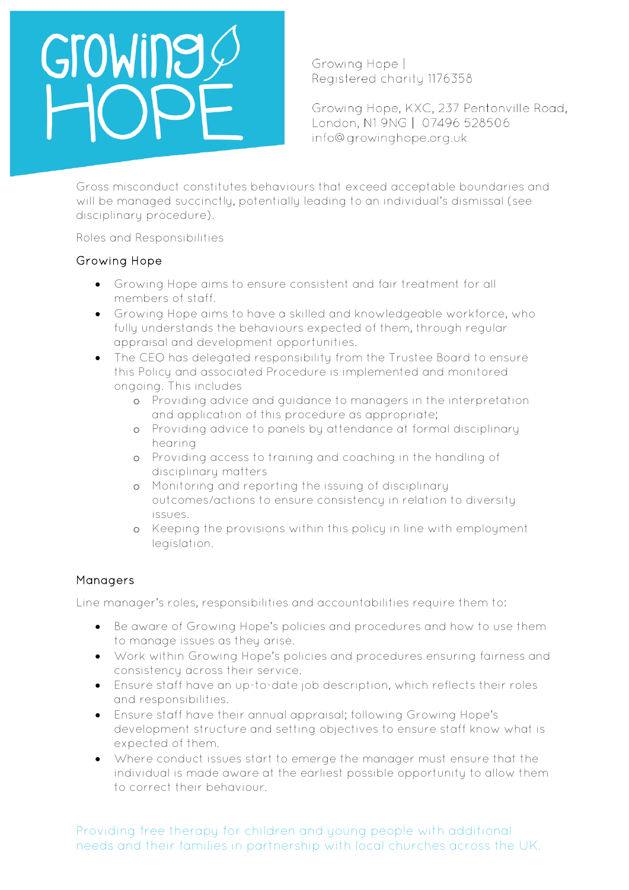Gross misconduct constitutes behaviours that exceed acceptable boundaries and will be managed succinctly, potentially leading to an individual's dismissal (see disciplinary procedure).

Roles and Responsibilities

### Growing Hope

- Growing Hope aims to ensure consistent and fair treatment for all members of staff.
- Growing Hope aims to have a skilled and knowledgeable workforce, who fully understands the behaviours expected of them, through regular appraisal and development opportunities.
- The CEO has delegated responsibility from the Trustee Board to ensure this Policy and associated Procedure is implemented and monitored ongoing. This includes
  - Providing advice and guidance to managers in the interpretation and application of this procedure as appropriate;
  - Providing advice to panels by attendance at formal disciplinary hearing
  - Providing access to training and coaching in the handling of disciplinary matters
  - Monitoring and reporting the issuing of disciplinary outcomes/actions to ensure consistency in relation to diversity issues.
  - Keeping the provisions within this policy in line with employment legislation.

### Managers

Line manager's roles, responsibilities and accountabilities require them to:

- Be aware of Growing Hope's policies and procedures and how to use them to manage issues as they arise.
- Work within Growing Hope's policies and procedures ensuring fairness and consistency across their service.
- Ensure staff have an up-to-date job description, which reflects their roles and responsibilities.
- Ensure staff have their annual appraisal; following Growing Hope's development structure and setting objectives to ensure staff know what is expected of them.
- Where conduct issues start to emerge the manager must ensure that the individual is made aware at the earliest possible opportunity to allow them to correct their behaviour.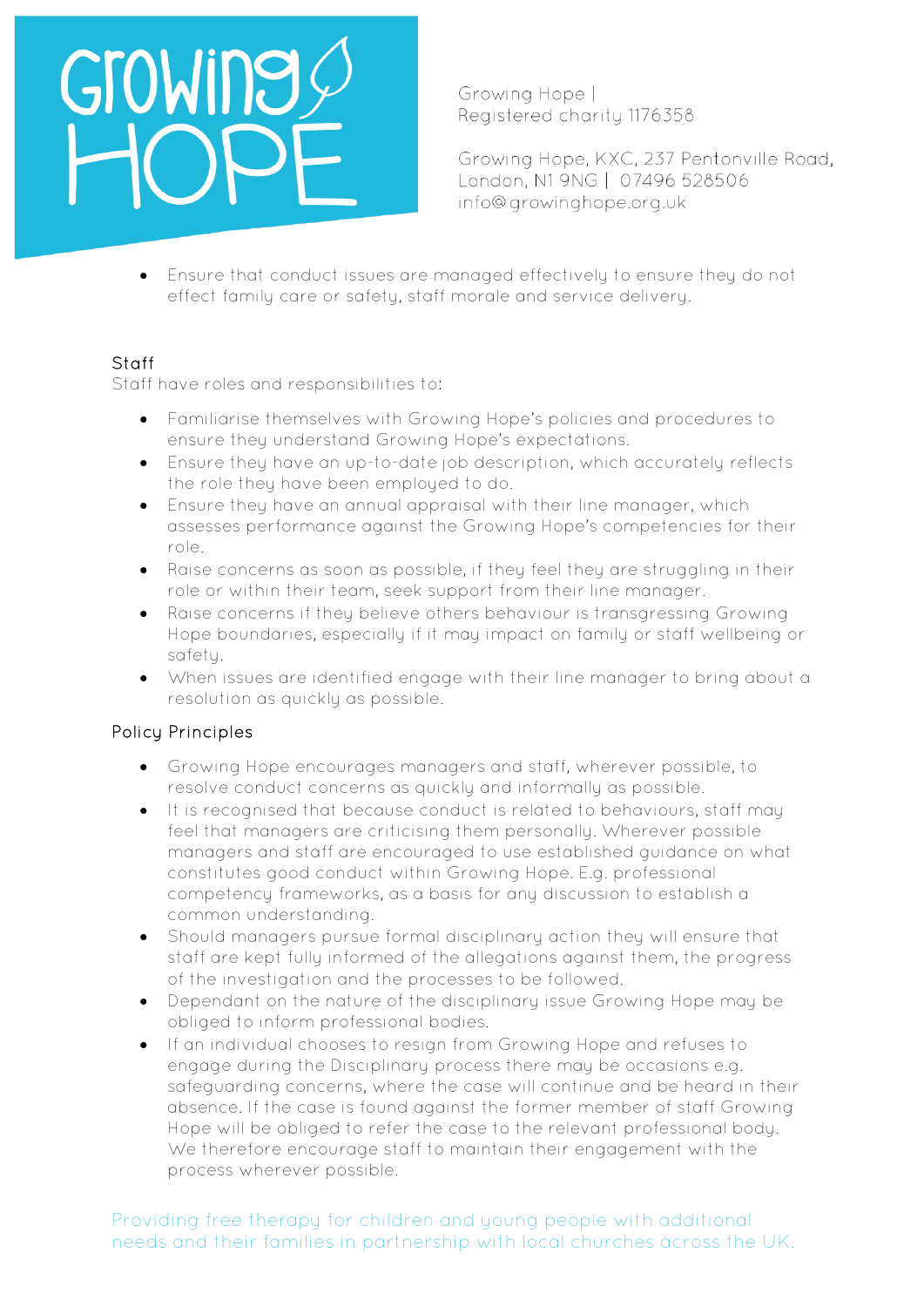- Ensure that conduct issues are managed effectively to ensure they do not effect family care or safety, staff morale and service delivery.

### Staff

Staff have roles and responsibilities to:

- Familiarise themselves with Growing Hope's policies and procedures to ensure they understand Growing Hope's expectations.
- Ensure they have an up-to-date job description, which accurately reflects the role they have been employed to do.
- Ensure they have an annual appraisal with their line manager, which assesses performance against the Growing Hope's competencies for their role.
- Raise concerns as soon as possible, if they feel they are struggling in their role or within their team, seek support from their line manager.
- Raise concerns if they believe others behaviour is transgressing Growing Hope boundaries, especially if it may impact on family or staff wellbeing or safety.
- When issues are identified engage with their line manager to bring about a resolution as quickly as possible.

### Policy Principles

- Growing Hope encourages managers and staff, wherever possible, to resolve conduct concerns as quickly and informally as possible.
- It is recognised that because conduct is related to behaviours, staff may feel that managers are criticising them personally. Wherever possible managers and staff are encouraged to use established guidance on what constitutes good conduct within Growing Hope. E.g. professional competency frameworks, as a basis for any discussion to establish a common understanding.
- Should managers pursue formal disciplinary action they will ensure that staff are kept fully informed of the allegations against them, the progress of the investigation and the processes to be followed.
- Dependant on the nature of the disciplinary issue Growing Hope may be obliged to inform professional bodies.
- If an individual chooses to resign from Growing Hope and refuses to engage during the Disciplinary process there may be occasions e.g. safeguarding concerns, where the case will continue and be heard in their absence. If the case is found against the former member of staff Growing Hope will be obliged to refer the case to the relevant professional body. We therefore encourage staff to maintain their engagement with the process wherever possible.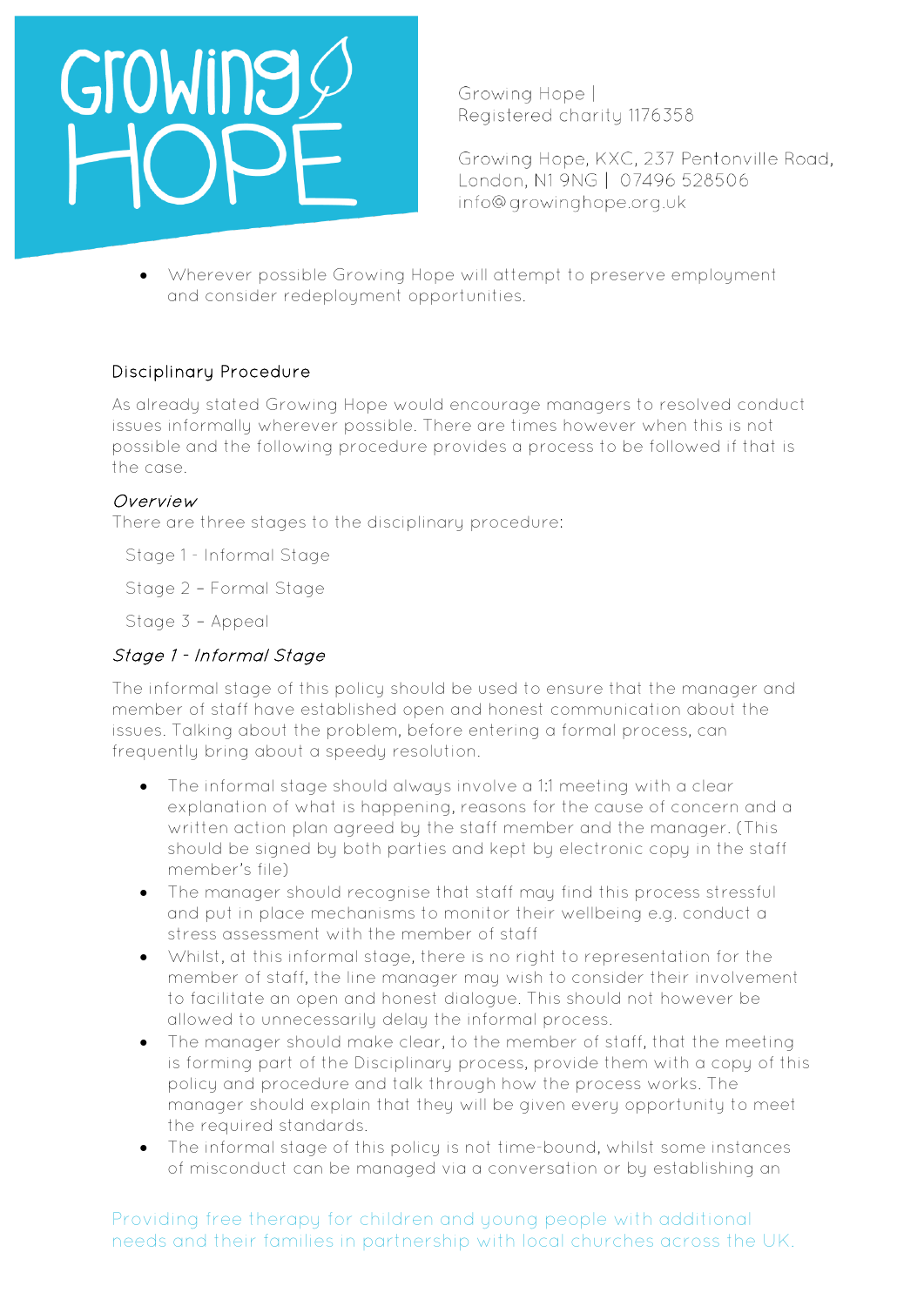- Wherever possible Growing Hope will attempt to preserve employment and consider redeployment opportunities.

## Disciplinary Procedure

As already stated Growing Hope would encourage managers to resolved conduct issues informally wherever possible. There are times however when this is not possible and the following procedure provides a process to be followed if that is the case.

### *Overview*

There are three stages to the disciplinary procedure:

Stage 1 - Informal Stage

Stage 2 – Formal Stage

Stage 3 – Appeal

### *Stage 1 - Informal Stage*

The informal stage of this policy should be used to ensure that the manager and member of staff have established open and honest communication about the issues. Talking about the problem, before entering a formal process, can frequently bring about a speedy resolution.

- The informal stage should always involve a 1:1 meeting with a clear explanation of what is happening, reasons for the cause of concern and a written action plan agreed by the staff member and the manager. (This should be signed by both parties and kept by electronic copy in the staff member's file)
- The manager should recognise that staff may find this process stressful and put in place mechanisms to monitor their wellbeing e.g. conduct a stress assessment with the member of staff
- Whilst, at this informal stage, there is no right to representation for the member of staff, the line manager may wish to consider their involvement to facilitate an open and honest dialogue. This should not however be allowed to unnecessarily delay the informal process.
- The manager should make clear, to the member of staff, that the meeting is forming part of the Disciplinary process, provide them with a copy of this policy and procedure and talk through how the process works. The manager should explain that they will be given every opportunity to meet the required standards.
- The informal stage of this policy is not time-bound, whilst some instances of misconduct can be managed via a conversation or by establishing an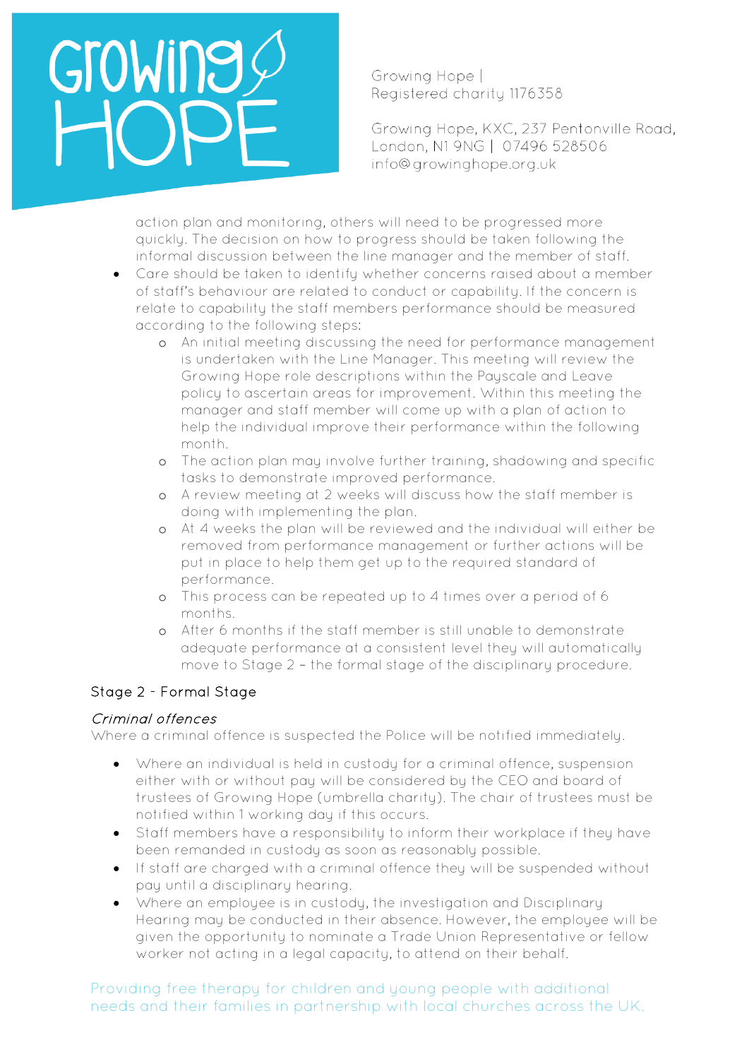action plan and monitoring, others will need to be progressed more quickly. The decision on how to progress should be taken following the informal discussion between the line manager and the member of staff.

- Care should be taken to identify whether concerns raised about a member of staff's behaviour are related to conduct or capability. If the concern is relate to capability the staff members performance should be measured according to the following steps:
  - An initial meeting discussing the need for performance management is undertaken with the Line Manager. This meeting will review the Growing Hope role descriptions within the Payscale and Leave policy to ascertain areas for improvement. Within this meeting the manager and staff member will come up with a plan of action to help the individual improve their performance within the following month.
  - The action plan may involve further training, shadowing and specific tasks to demonstrate improved performance.
  - A review meeting at 2 weeks will discuss how the staff member is doing with implementing the plan.
  - At 4 weeks the plan will be reviewed and the individual will either be removed from performance management or further actions will be put in place to help them get up to the required standard of performance.
  - This process can be repeated up to 4 times over a period of 6 months.
  - After 6 months if the staff member is still unable to demonstrate adequate performance at a consistent level they will automatically move to Stage 2 – the formal stage of the disciplinary procedure.

### Stage 2 - Formal Stage

*Criminal offences*

Where a criminal offence is suspected the Police will be notified immediately.

- Where an individual is held in custody for a criminal offence, suspension either with or without pay will be considered by the CEO and board of trustees of Growing Hope (umbrella charity). The chair of trustees must be notified within 1 working day if this occurs.
- Staff members have a responsibility to inform their workplace if they have been remanded in custody as soon as reasonably possible.
- If staff are charged with a criminal offence they will be suspended without pay until a disciplinary hearing.
- Where an employee is in custody, the investigation and Disciplinary Hearing may be conducted in their absence. However, the employee will be given the opportunity to nominate a Trade Union Representative or fellow worker not acting in a legal capacity, to attend on their behalf.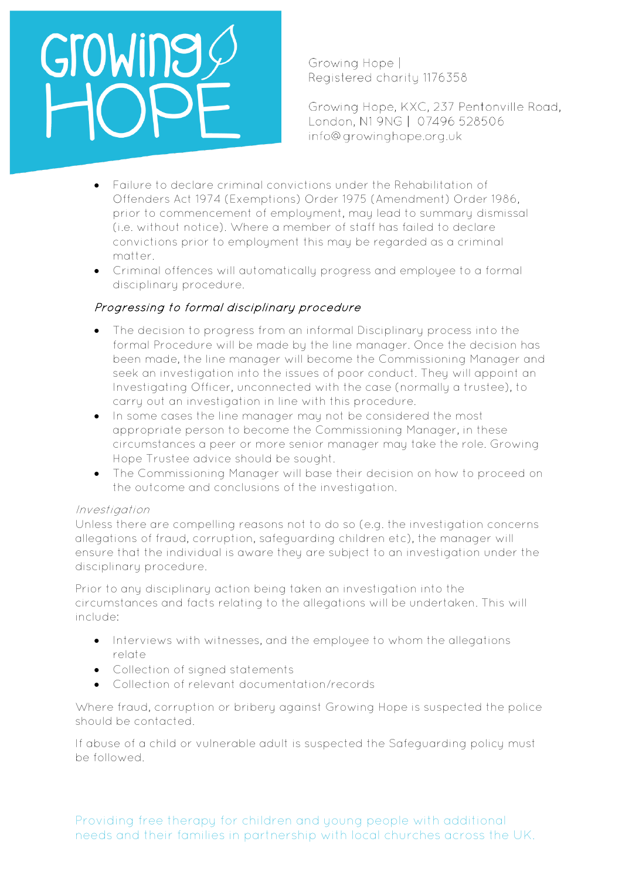- Failure to declare criminal convictions under the Rehabilitation of Offenders Act 1974 (Exemptions) Order 1975 (Amendment) Order 1986, prior to commencement of employment, may lead to summary dismissal (i.e. without notice). Where a member of staff has failed to declare convictions prior to employment this may be regarded as a criminal matter.
- Criminal offences will automatically progress and employee to a formal disciplinary procedure.

*Progressing to formal disciplinary procedure*

- The decision to progress from an informal Disciplinary process into the formal Procedure will be made by the line manager. Once the decision has been made, the line manager will become the Commissioning Manager and seek an investigation into the issues of poor conduct. They will appoint an Investigating Officer, unconnected with the case (normally a trustee), to carry out an investigation in line with this procedure.
- In some cases the line manager may not be considered the most appropriate person to become the Commissioning Manager, in these circumstances a peer or more senior manager may take the role. Growing Hope Trustee advice should be sought.
- The Commissioning Manager will base their decision on how to proceed on the outcome and conclusions of the investigation.

*Investigation*

Unless there are compelling reasons not to do so (e.g. the investigation concerns allegations of fraud, corruption, safeguarding children etc), the manager will ensure that the individual is aware they are subject to an investigation under the disciplinary procedure.

Prior to any disciplinary action being taken an investigation into the circumstances and facts relating to the allegations will be undertaken. This will include:

- Interviews with witnesses, and the employee to whom the allegations relate
- Collection of signed statements
- Collection of relevant documentation/records

Where fraud, corruption or bribery against Growing Hope is suspected the police should be contacted.

If abuse of a child or vulnerable adult is suspected the Safeguarding policy must be followed.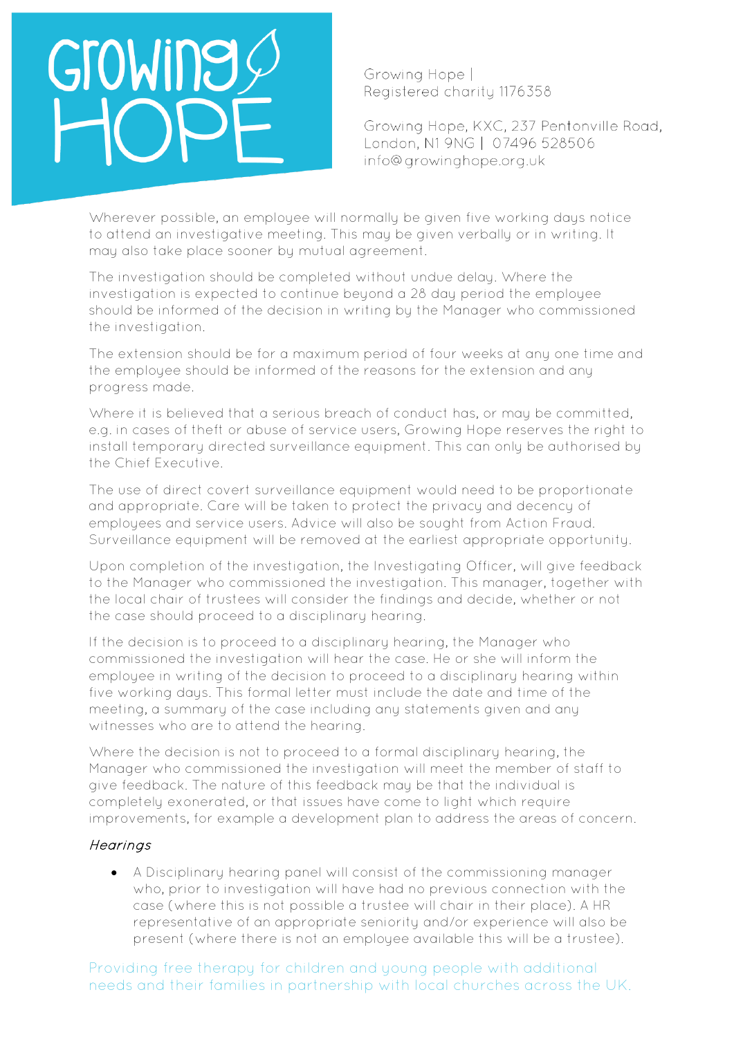Wherever possible, an employee will normally be given five working days notice to attend an investigative meeting. This may be given verbally or in writing. It may also take place sooner by mutual agreement.

The investigation should be completed without undue delay. Where the investigation is expected to continue beyond a 28 day period the employee should be informed of the decision in writing by the Manager who commissioned the investigation.

The extension should be for a maximum period of four weeks at any one time and the employee should be informed of the reasons for the extension and any progress made.

Where it is believed that a serious breach of conduct has, or may be committed, e.g. in cases of theft or abuse of service users, Growing Hope reserves the right to install temporary directed surveillance equipment. This can only be authorised by the Chief Executive.

The use of direct covert surveillance equipment would need to be proportionate and appropriate. Care will be taken to protect the privacy and decency of employees and service users. Advice will also be sought from Action Fraud. Surveillance equipment will be removed at the earliest appropriate opportunity.

Upon completion of the investigation, the Investigating Officer, will give feedback to the Manager who commissioned the investigation. This manager, together with the local chair of trustees will consider the findings and decide, whether or not the case should proceed to a disciplinary hearing.

If the decision is to proceed to a disciplinary hearing, the Manager who commissioned the investigation will hear the case. He or she will inform the employee in writing of the decision to proceed to a disciplinary hearing within five working days. This formal letter must include the date and time of the meeting, a summary of the case including any statements given and any witnesses who are to attend the hearing.

Where the decision is not to proceed to a formal disciplinary hearing, the Manager who commissioned the investigation will meet the member of staff to give feedback. The nature of this feedback may be that the individual is completely exonerated, or that issues have come to light which require improvements, for example a development plan to address the areas of concern.

*Hearings*

- A Disciplinary hearing panel will consist of the commissioning manager who, prior to investigation will have had no previous connection with the case (where this is not possible a trustee will chair in their place). A HR representative of an appropriate seniority and/or experience will also be present (where there is not an employee available this will be a trustee).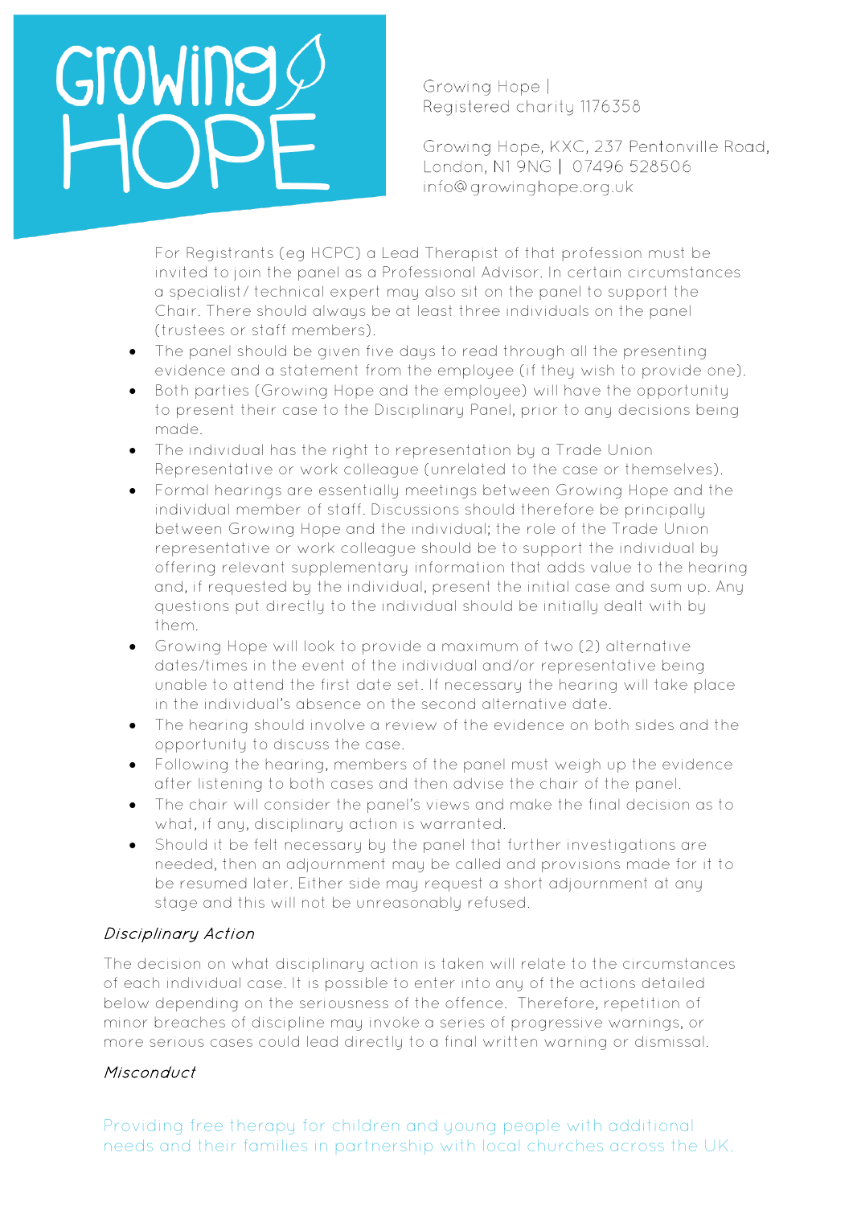For Registrants (eg HCPC) a Lead Therapist of that profession must be invited to join the panel as a Professional Advisor. In certain circumstances a specialist/ technical expert may also sit on the panel to support the Chair. There should always be at least three individuals on the panel (trustees or staff members).

- The panel should be given five days to read through all the presenting evidence and a statement from the employee (if they wish to provide one).
- Both parties (Growing Hope and the employee) will have the opportunity to present their case to the Disciplinary Panel, prior to any decisions being made.
- The individual has the right to representation by a Trade Union Representative or work colleague (unrelated to the case or themselves).
- Formal hearings are essentially meetings between Growing Hope and the individual member of staff. Discussions should therefore be principally between Growing Hope and the individual; the role of the Trade Union representative or work colleague should be to support the individual by offering relevant supplementary information that adds value to the hearing and, if requested by the individual, present the initial case and sum up. Any questions put directly to the individual should be initially dealt with by them.
- Growing Hope will look to provide a maximum of two (2) alternative dates/times in the event of the individual and/or representative being unable to attend the first date set. If necessary the hearing will take place in the individual's absence on the second alternative date.
- The hearing should involve a review of the evidence on both sides and the opportunity to discuss the case.
- Following the hearing, members of the panel must weigh up the evidence after listening to both cases and then advise the chair of the panel.
- The chair will consider the panel's views and make the final decision as to what, if any, disciplinary action is warranted.
- Should it be felt necessary by the panel that further investigations are needed, then an adjournment may be called and provisions made for it to be resumed later. Either side may request a short adjournment at any stage and this will not be unreasonably refused.

*Disciplinary Action*

The decision on what disciplinary action is taken will relate to the circumstances of each individual case. It is possible to enter into any of the actions detailed below depending on the seriousness of the offence. Therefore, repetition of minor breaches of discipline may invoke a series of progressive warnings, or more serious cases could lead directly to a final written warning or dismissal.

*Misconduct*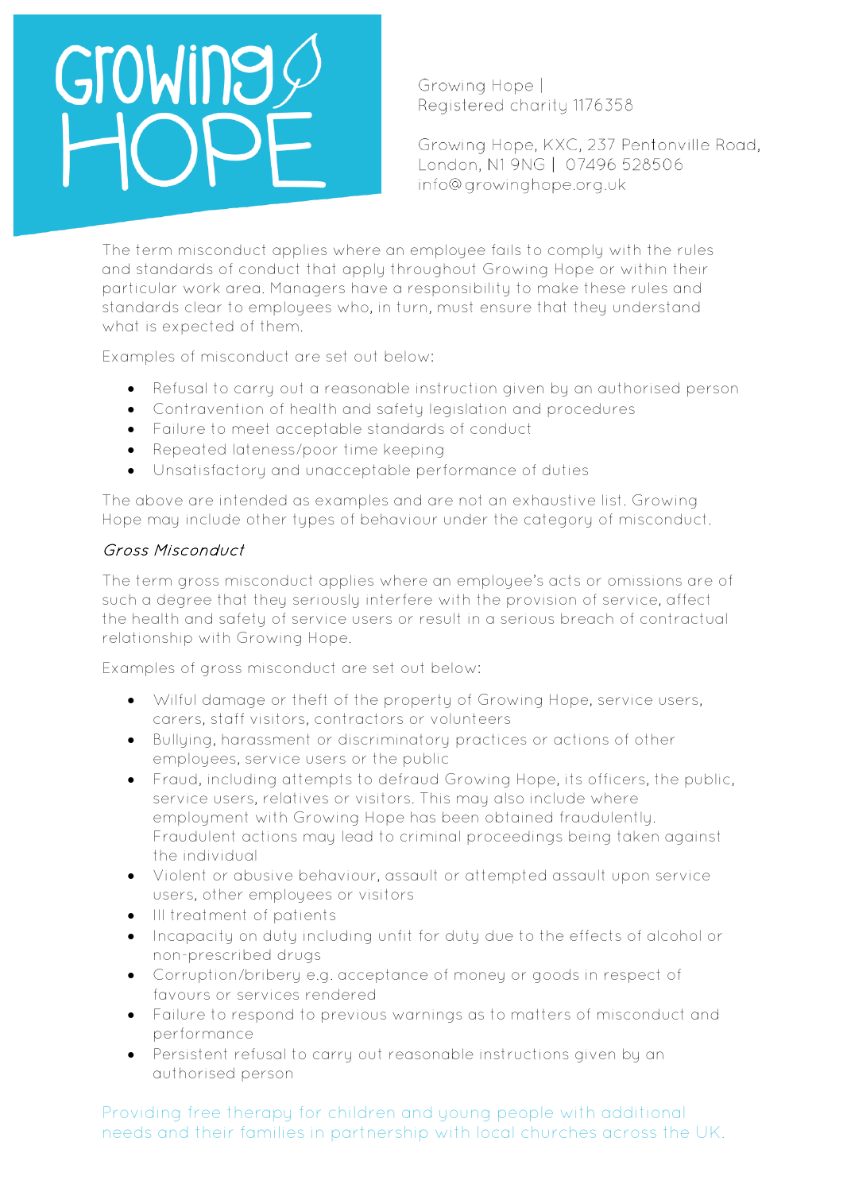The term misconduct applies where an employee fails to comply with the rules and standards of conduct that apply throughout Growing Hope or within their particular work area. Managers have a responsibility to make these rules and standards clear to employees who, in turn, must ensure that they understand what is expected of them.

Examples of misconduct are set out below:

- Refusal to carry out a reasonable instruction given by an authorised person
- Contravention of health and safety legislation and procedures
- Failure to meet acceptable standards of conduct
- Repeated lateness/poor time keeping
- Unsatisfactory and unacceptable performance of duties

The above are intended as examples and are not an exhaustive list. Growing Hope may include other types of behaviour under the category of misconduct.

*Gross Misconduct*

The term gross misconduct applies where an employee's acts or omissions are of such a degree that they seriously interfere with the provision of service, affect the health and safety of service users or result in a serious breach of contractual relationship with Growing Hope.

Examples of gross misconduct are set out below:

- Wilful damage or theft of the property of Growing Hope, service users, carers, staff visitors, contractors or volunteers
- Bullying, harassment or discriminatory practices or actions of other employees, service users or the public
- Fraud, including attempts to defraud Growing Hope, its officers, the public, service users, relatives or visitors. This may also include where employment with Growing Hope has been obtained fraudulently. Fraudulent actions may lead to criminal proceedings being taken against the individual
- Violent or abusive behaviour, assault or attempted assault upon service users, other employees or visitors
- Ill treatment of patients
- Incapacity on duty including unfit for duty due to the effects of alcohol or non-prescribed drugs
- Corruption/bribery e.g. acceptance of money or goods in respect of favours or services rendered
- Failure to respond to previous warnings as to matters of misconduct and performance
- Persistent refusal to carry out reasonable instructions given by an authorised person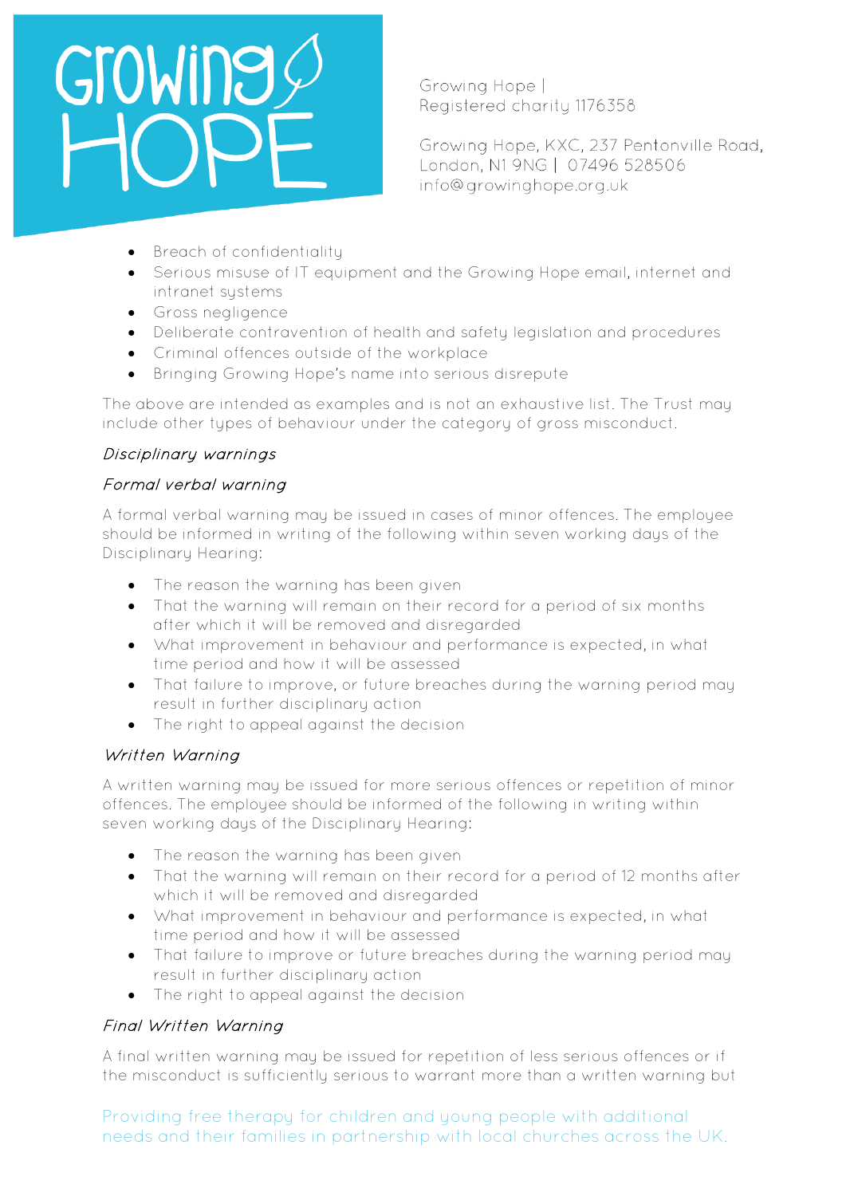- Breach of confidentiality
- Serious misuse of IT equipment and the Growing Hope email, internet and intranet systems
- Gross negligence
- Deliberate contravention of health and safety legislation and procedures
- Criminal offences outside of the workplace
- Bringing Growing Hope's name into serious disrepute

The above are intended as examples and is not an exhaustive list. The Trust may include other types of behaviour under the category of gross misconduct.

*Disciplinary warnings*

*Formal verbal warning*

A formal verbal warning may be issued in cases of minor offences. The employee should be informed in writing of the following within seven working days of the Disciplinary Hearing:

- The reason the warning has been given
- That the warning will remain on their record for a period of six months after which it will be removed and disregarded
- What improvement in behaviour and performance is expected, in what time period and how it will be assessed
- That failure to improve, or future breaches during the warning period may result in further disciplinary action
- The right to appeal against the decision

*Written Warning*

A written warning may be issued for more serious offences or repetition of minor offences. The employee should be informed of the following in writing within seven working days of the Disciplinary Hearing:

- The reason the warning has been given
- That the warning will remain on their record for a period of 12 months after which it will be removed and disregarded
- What improvement in behaviour and performance is expected, in what time period and how it will be assessed
- That failure to improve or future breaches during the warning period may result in further disciplinary action
- The right to appeal against the decision

*Final Written Warning*

A final written warning may be issued for repetition of less serious offences or if the misconduct is sufficiently serious to warrant more than a written warning but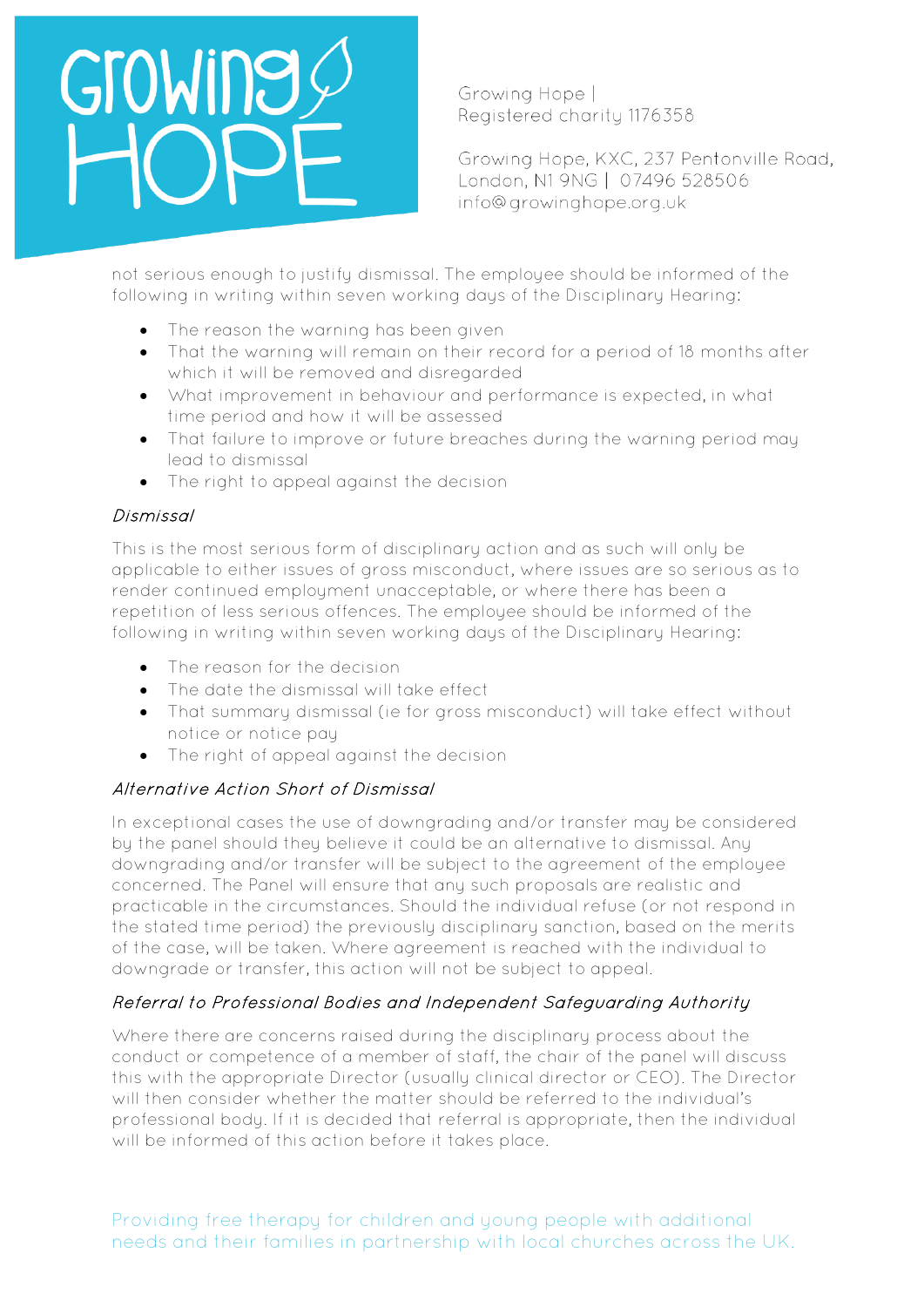not serious enough to justify dismissal. The employee should be informed of the following in writing within seven working days of the Disciplinary Hearing:

- The reason the warning has been given
- That the warning will remain on their record for a period of 18 months after which it will be removed and disregarded
- What improvement in behaviour and performance is expected, in what time period and how it will be assessed
- That failure to improve or future breaches during the warning period may lead to dismissal
- The right to appeal against the decision

*Dismissal*

This is the most serious form of disciplinary action and as such will only be applicable to either issues of gross misconduct, where issues are so serious as to render continued employment unacceptable, or where there has been a repetition of less serious offences. The employee should be informed of the following in writing within seven working days of the Disciplinary Hearing:

- The reason for the decision
- The date the dismissal will take effect
- That summary dismissal (ie for gross misconduct) will take effect without notice or notice pay
- The right of appeal against the decision

*Alternative Action Short of Dismissal*

In exceptional cases the use of downgrading and/or transfer may be considered by the panel should they believe it could be an alternative to dismissal. Any downgrading and/or transfer will be subject to the agreement of the employee concerned. The Panel will ensure that any such proposals are realistic and practicable in the circumstances. Should the individual refuse (or not respond in the stated time period) the previously disciplinary sanction, based on the merits of the case, will be taken. Where agreement is reached with the individual to downgrade or transfer, this action will not be subject to appeal.

*Referral to Professional Bodies and Independent Safeguarding Authority*

Where there are concerns raised during the disciplinary process about the conduct or competence of a member of staff, the chair of the panel will discuss this with the appropriate Director (usually clinical director or CEO). The Director will then consider whether the matter should be referred to the individual's professional body. If it is decided that referral is appropriate, then the individual will be informed of this action before it takes place.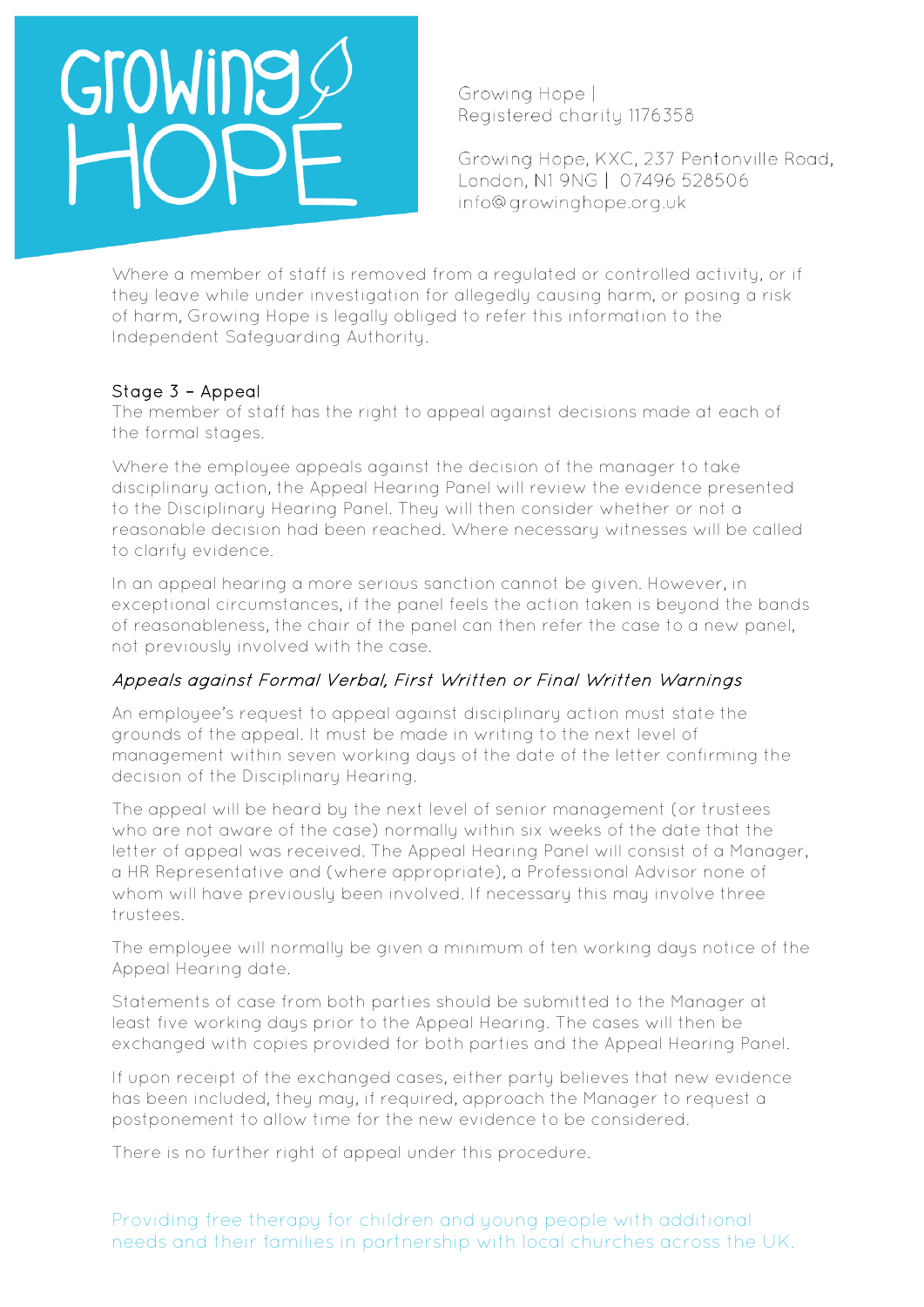Where a member of staff is removed from a regulated or controlled activity, or if they leave while under investigation for allegedly causing harm, or posing a risk of harm, Growing Hope is legally obliged to refer this information to the Independent Safeguarding Authority.

### Stage 3 – Appeal

The member of staff has the right to appeal against decisions made at each of the formal stages.

Where the employee appeals against the decision of the manager to take disciplinary action, the Appeal Hearing Panel will review the evidence presented to the Disciplinary Hearing Panel. They will then consider whether or not a reasonable decision had been reached. Where necessary witnesses will be called to clarify evidence.

In an appeal hearing a more serious sanction cannot be given. However, in exceptional circumstances, if the panel feels the action taken is beyond the bands of reasonableness, the chair of the panel can then refer the case to a new panel, not previously involved with the case.

#### *Appeals against Formal Verbal, First Written or Final Written Warnings*

An employee's request to appeal against disciplinary action must state the grounds of the appeal. It must be made in writing to the next level of management within seven working days of the date of the letter confirming the decision of the Disciplinary Hearing.

The appeal will be heard by the next level of senior management (or trustees who are not aware of the case) normally within six weeks of the date that the letter of appeal was received. The Appeal Hearing Panel will consist of a Manager, a HR Representative and (where appropriate), a Professional Advisor none of whom will have previously been involved. If necessary this may involve three trustees.

The employee will normally be given a minimum of ten working days notice of the Appeal Hearing date.

Statements of case from both parties should be submitted to the Manager at least five working days prior to the Appeal Hearing. The cases will then be exchanged with copies provided for both parties and the Appeal Hearing Panel.

If upon receipt of the exchanged cases, either party believes that new evidence has been included, they may, if required, approach the Manager to request a postponement to allow time for the new evidence to be considered.

There is no further right of appeal under this procedure.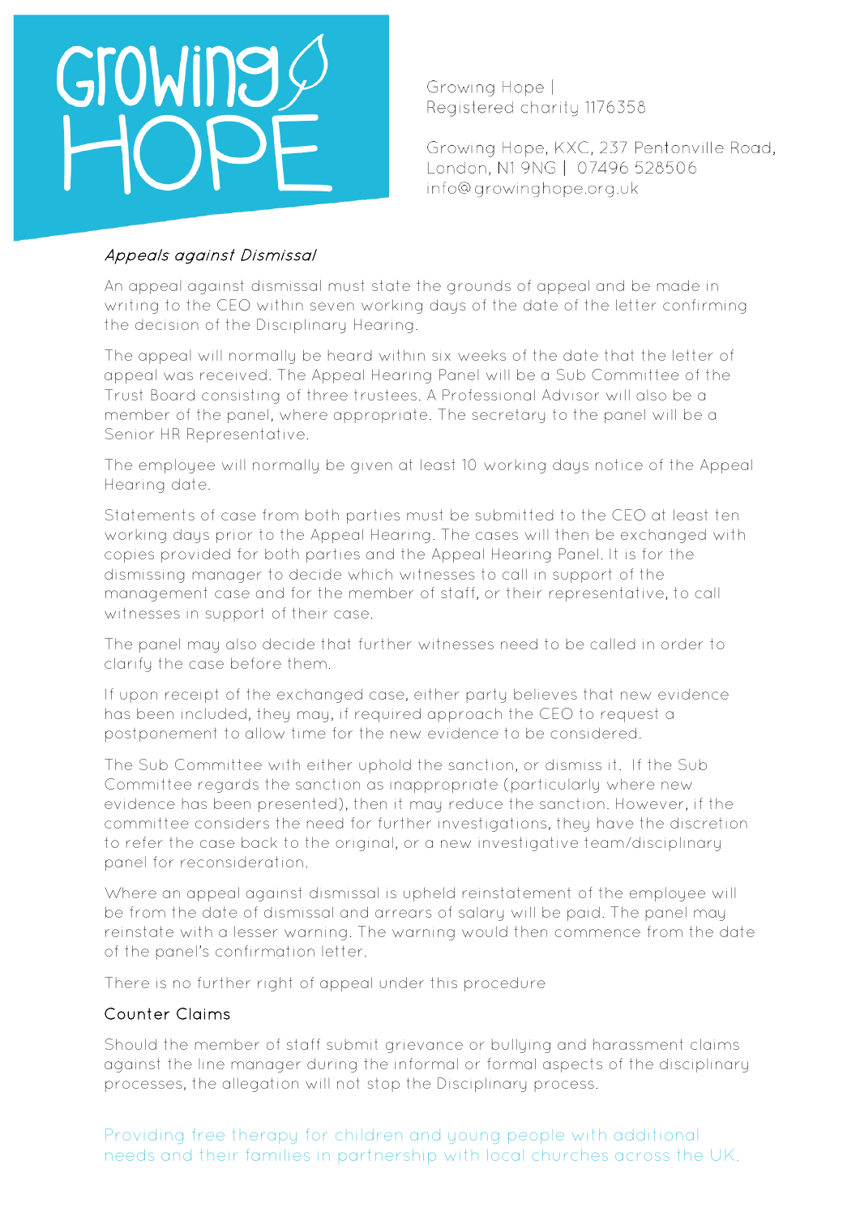*Appeals against Dismissal*

An appeal against dismissal must state the grounds of appeal and be made in writing to the CEO within seven working days of the date of the letter confirming the decision of the Disciplinary Hearing.

The appeal will normally be heard within six weeks of the date that the letter of appeal was received. The Appeal Hearing Panel will be a Sub Committee of the Trust Board consisting of three trustees. A Professional Advisor will also be a member of the panel, where appropriate. The secretary to the panel will be a Senior HR Representative.

The employee will normally be given at least 10 working days notice of the Appeal Hearing date.

Statements of case from both parties must be submitted to the CEO at least ten working days prior to the Appeal Hearing. The cases will then be exchanged with copies provided for both parties and the Appeal Hearing Panel. It is for the dismissing manager to decide which witnesses to call in support of the management case and for the member of staff, or their representative, to call witnesses in support of their case.

The panel may also decide that further witnesses need to be called in order to clarify the case before them.

If upon receipt of the exchanged case, either party believes that new evidence has been included, they may, if required approach the CEO to request a postponement to allow time for the new evidence to be considered.

The Sub Committee with either uphold the sanction, or dismiss it. If the Sub Committee regards the sanction as inappropriate (particularly where new evidence has been presented), then it may reduce the sanction. However, if the committee considers the need for further investigations, they have the discretion to refer the case back to the original, or a new investigative team/disciplinary panel for reconsideration.

Where an appeal against dismissal is upheld reinstatement of the employee will be from the date of dismissal and arrears of salary will be paid. The panel may reinstate with a lesser warning. The warning would then commence from the date of the panel's confirmation letter.

There is no further right of appeal under this procedure

### Counter Claims

Should the member of staff submit grievance or bullying and harassment claims against the line manager during the informal or formal aspects of the disciplinary processes, the allegation will not stop the Disciplinary process.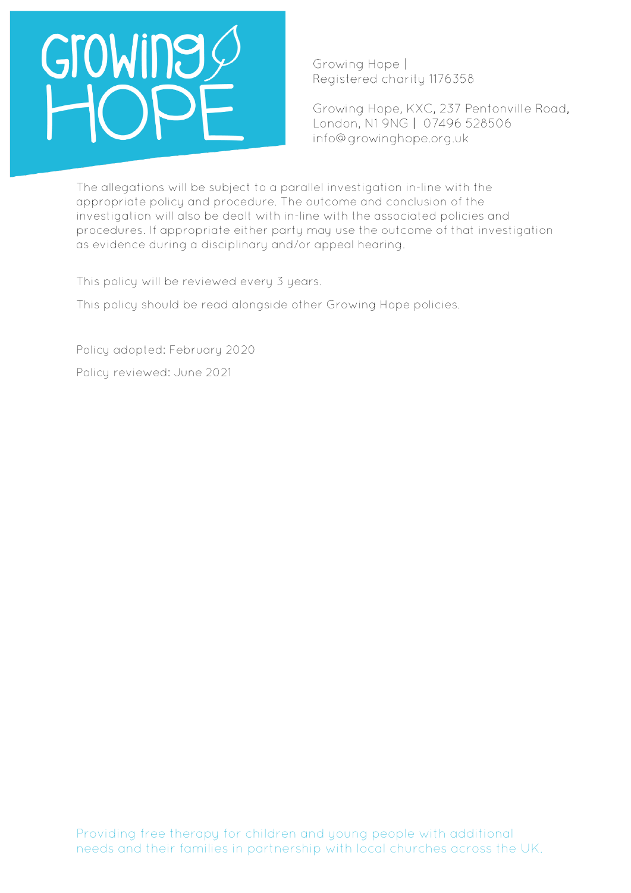The allegations will be subject to a parallel investigation in-line with the appropriate policy and procedure. The outcome and conclusion of the investigation will also be dealt with in-line with the associated policies and procedures. If appropriate either party may use the outcome of that investigation as evidence during a disciplinary and/or appeal hearing.

This policy will be reviewed every 3 years.

This policy should be read alongside other Growing Hope policies.

Policy adopted: February 2020

Policy reviewed: June 2021